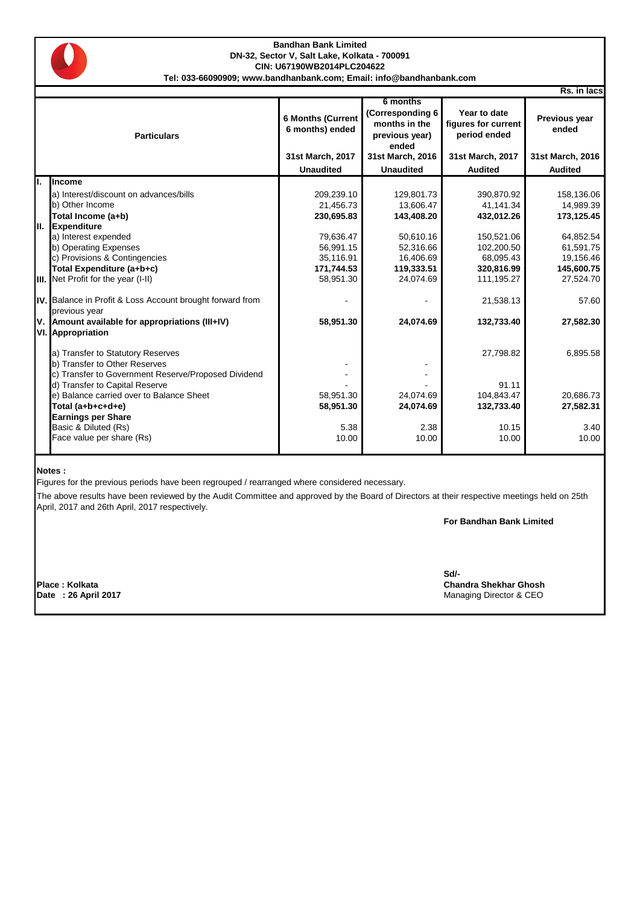**Bandhan Bank Limited**
**DN-32, Sector V, Salt Lake, Kolkata - 700091**
**CIN: U67190WB2014PLC204622**
**Tel: 033-66090909; www.bandhanbank.com; Email: info@bandhanbank.com**

**Rs. in lacs**

| | Particulars | 6 Months (Current 6 months) ended | 6 months (Corresponding 6 months in the previous year) ended | Year to date figures for current period ended | Previous year ended |
|---|---|---|---|---|---|
| | | 31st March, 2017 | 31st March, 2016 | 31st March, 2017 | 31st March, 2016 |
| | | Unaudited | Unaudited | Audited | Audited |
| **I.** | **Income** | | | | |
| | a) Interest/discount on advances/bills | 209,239.10 | 129,801.73 | 390,870.92 | 158,136.06 |
| | b) Other Income | 21,456.73 | 13,606.47 | 41,141.34 | 14,989.39 |
| | **Total Income (a+b)** | **230,695.83** | **143,408.20** | **432,012.26** | **173,125.45** |
| **II.** | **Expenditure** | | | | |
| | a) Interest expended | 79,636.47 | 50,610.16 | 150,521.06 | 64,852.54 |
| | b) Operating Expenses | 56,991.15 | 52,316.66 | 102,200.50 | 61,591.75 |
| | c) Provisions & Contingencies | 35,116.91 | 16,406.69 | 68,095.43 | 19,156.46 |
| | **Total Expenditure (a+b+c)** | **171,744.53** | **119,333.51** | **320,816.99** | **145,600.75** |
| **III.** | Net Profit for the year (I-II) | 58,951.30 | 24,074.69 | 111,195.27 | 27,524.70 |
| **IV.** | Balance in Profit & Loss Account brought forward from previous year | - | - | 21,538.13 | 57.60 |
| **V.** | **Amount available for appropriations (III+IV)** | **58,951.30** | **24,074.69** | **132,733.40** | **27,582.30** |
| **VI.** | **Appropriation** | | | | |
| | a) Transfer to Statutory Reserves | | | 27,798.82 | 6,895.58 |
| | b) Transfer to Other Reserves | - | - | | |
| | c) Transfer to Government Reserve/Proposed Dividend | - | - | | |
| | d) Transfer to Capital Reserve | - | - | 91.11 | |
| | e) Balance carried over to Balance Sheet | 58,951.30 | 24,074.69 | 104,843.47 | 20,686.73 |
| | **Total (a+b+c+d+e)** | **58,951.30** | **24,074.69** | **132,733.40** | **27,582.31** |
| | **Earnings per Share** | | | | |
| | Basic & Diluted (Rs) | 5.38 | 2.38 | 10.15 | 3.40 |
| | Face value per share (Rs) | 10.00 | 10.00 | 10.00 | 10.00 |

**Notes :**

Figures for the previous periods have been regrouped / rearranged where considered necessary.

The above results have been reviewed by the Audit Committee and approved by the Board of Directors at their respective meetings held on 25th April, 2017 and 26th April, 2017 respectively.

**For Bandhan Bank Limited**

**Sd/-**
**Chandra Shekhar Ghosh**
Managing Director & CEO

**Place : Kolkata**
**Date : 26 April 2017**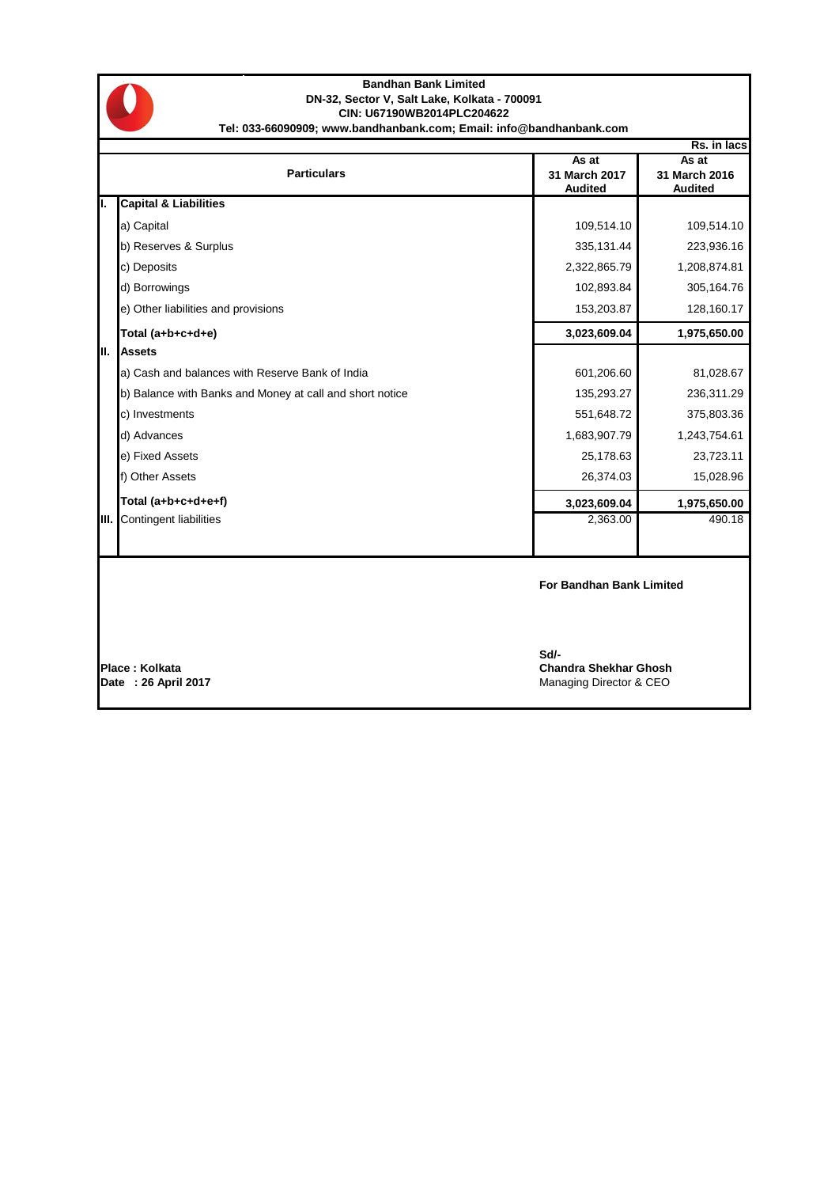**Bandhan Bank Limited**
**DN-32, Sector V, Salt Lake, Kolkata - 700091**
**CIN: U67190WB2014PLC204622**
**Tel: 033-66090909; www.bandhanbank.com; Email: info@bandhanbank.com**

**Rs. in lacs**

| | Particulars | As at 31 March 2017 Audited | As at 31 March 2016 Audited |
|---|---|---|---|
| **I.** | **Capital & Liabilities** | | |
| | a) Capital | 109,514.10 | 109,514.10 |
| | b) Reserves & Surplus | 335,131.44 | 223,936.16 |
| | c) Deposits | 2,322,865.79 | 1,208,874.81 |
| | d) Borrowings | 102,893.84 | 305,164.76 |
| | e) Other liabilities and provisions | 153,203.87 | 128,160.17 |
| | **Total (a+b+c+d+e)** | **3,023,609.04** | **1,975,650.00** |
| **II.** | **Assets** | | |
| | a) Cash and balances with Reserve Bank of India | 601,206.60 | 81,028.67 |
| | b) Balance with Banks and Money at call and short notice | 135,293.27 | 236,311.29 |
| | c) Investments | 551,648.72 | 375,803.36 |
| | d) Advances | 1,683,907.79 | 1,243,754.61 |
| | e) Fixed Assets | 25,178.63 | 23,723.11 |
| | f) Other Assets | 26,374.03 | 15,028.96 |
| | **Total (a+b+c+d+e+f)** | **3,023,609.04** | **1,975,650.00** |
| **III.** | Contingent liabilities | 2,363.00 | 490.18 |

**For Bandhan Bank Limited**

**Sd/-**
**Chandra Shekhar Ghosh**
Managing Director & CEO

**Place : Kolkata**
**Date : 26 April 2017**